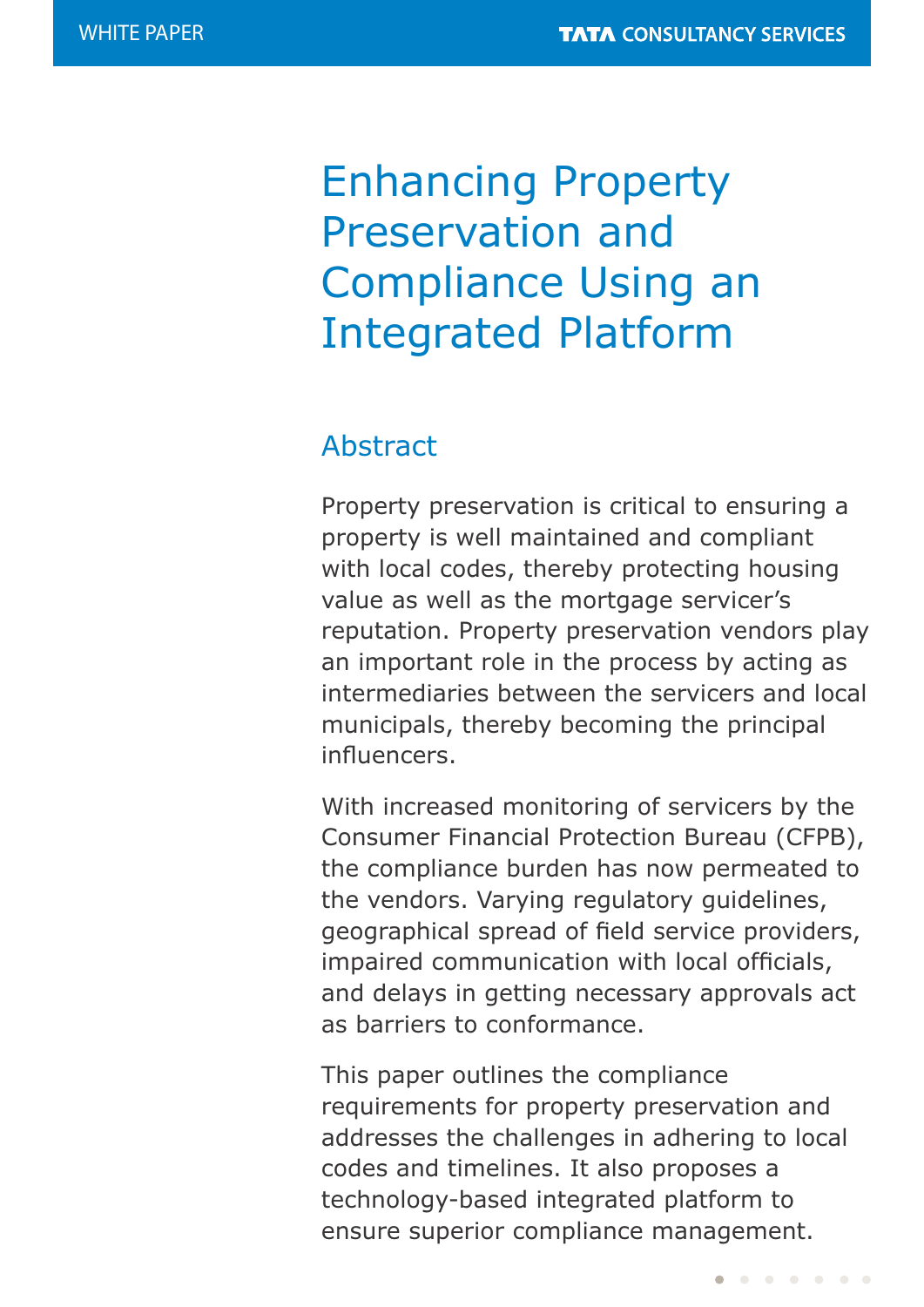# Enhancing Property Preservation and Compliance Using an Integrated Platform

## Abstract

Property preservation is critical to ensuring a property is well maintained and compliant with local codes, thereby protecting housing value as well as the mortgage servicer's reputation. Property preservation vendors play an important role in the process by acting as intermediaries between the servicers and local municipals, thereby becoming the principal influencers.

With increased monitoring of servicers by the Consumer Financial Protection Bureau (CFPB), the compliance burden has now permeated to the vendors. Varying regulatory guidelines, geographical spread of field service providers, impaired communication with local officials, and delays in getting necessary approvals act as barriers to conformance.

This paper outlines the compliance requirements for property preservation and addresses the challenges in adhering to local codes and timelines. It also proposes a technology-based integrated platform to ensure superior compliance management.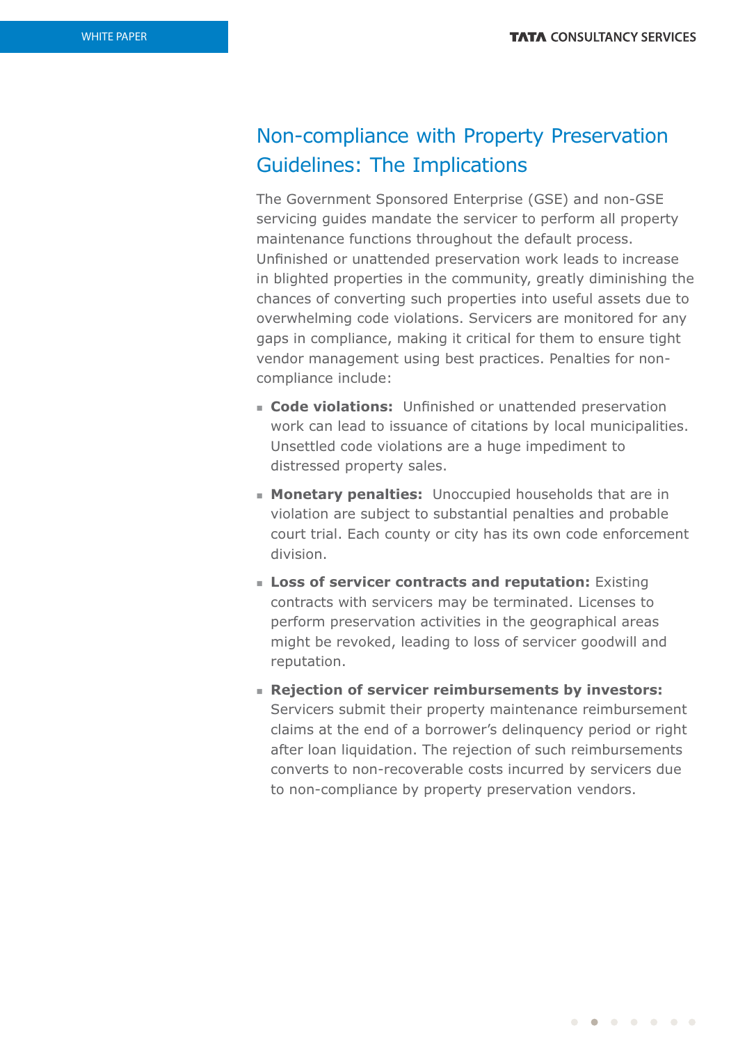## Non-compliance with Property Preservation Guidelines: The Implications

The Government Sponsored Enterprise (GSE) and non-GSE servicing guides mandate the servicer to perform all property maintenance functions throughout the default process. Unfinished or unattended preservation work leads to increase in blighted properties in the community, greatly diminishing the chances of converting such properties into useful assets due to overwhelming code violations. Servicers are monitored for any gaps in compliance, making it critical for them to ensure tight vendor management using best practices. Penalties for non-compliance include:

- **Code violations:** Unfinished or unattended preservation work can lead to issuance of citations by local municipalities. Unsettled code violations are a huge impediment to distressed property sales.
- **Monetary penalties:** Unoccupied households that are in violation are subject to substantial penalties and probable court trial. Each county or city has its own code enforcement division.
- **Loss of servicer contracts and reputation:** Existing contracts with servicers may be terminated. Licenses to perform preservation activities in the geographical areas might be revoked, leading to loss of servicer goodwill and reputation.
- **Rejection of servicer reimbursements by investors:** Servicers submit their property maintenance reimbursement claims at the end of a borrower's delinquency period or right after loan liquidation. The rejection of such reimbursements converts to non-recoverable costs incurred by servicers due to non-compliance by property preservation vendors.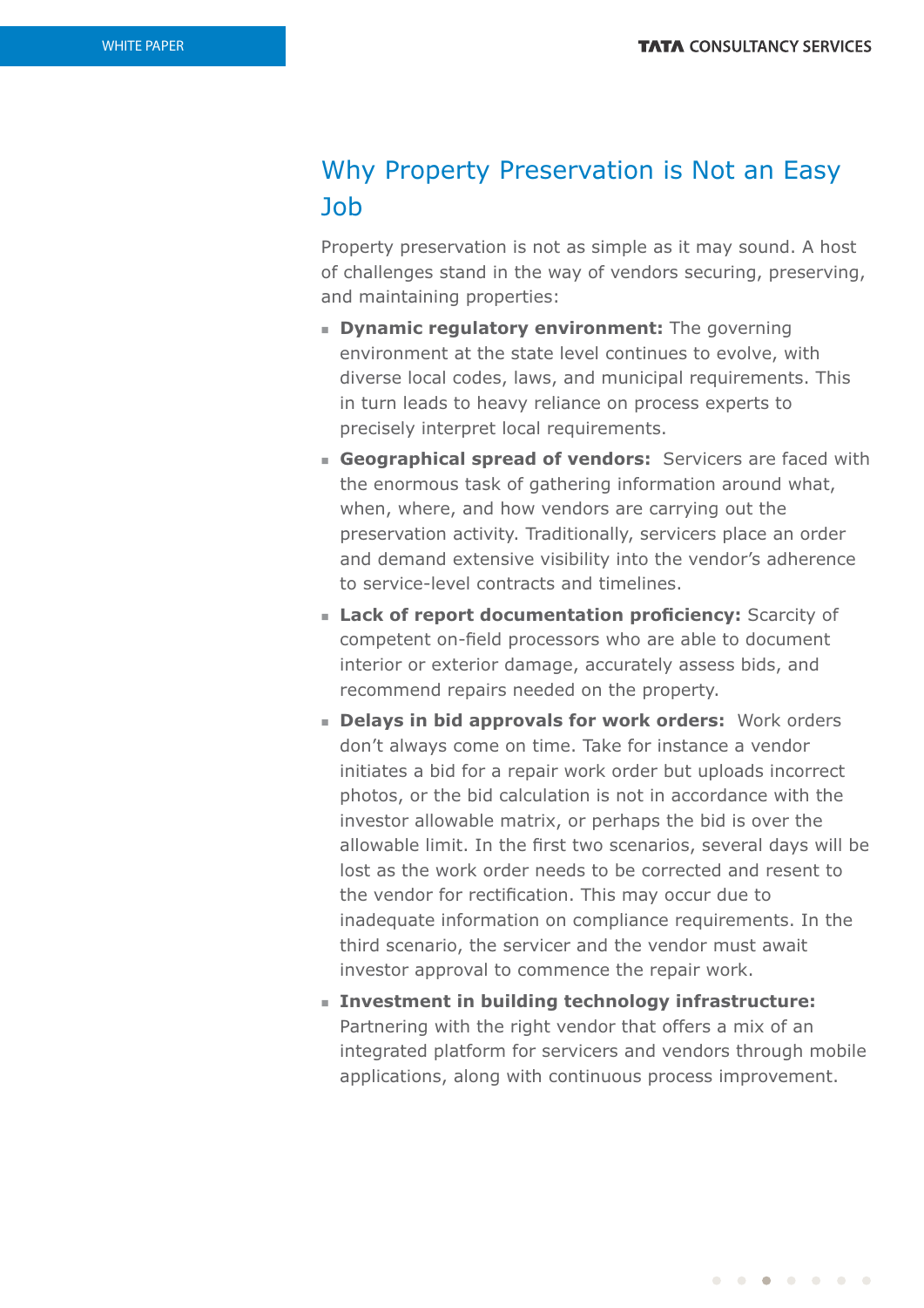## Why Property Preservation is Not an Easy Job

Property preservation is not as simple as it may sound. A host of challenges stand in the way of vendors securing, preserving, and maintaining properties:

- **Dynamic regulatory environment:** The governing environment at the state level continues to evolve, with diverse local codes, laws, and municipal requirements. This in turn leads to heavy reliance on process experts to precisely interpret local requirements.
- **Geographical spread of vendors:** Servicers are faced with the enormous task of gathering information around what, when, where, and how vendors are carrying out the preservation activity. Traditionally, servicers place an order and demand extensive visibility into the vendor's adherence to service-level contracts and timelines.
- **Lack of report documentation proficiency:** Scarcity of competent on-field processors who are able to document interior or exterior damage, accurately assess bids, and recommend repairs needed on the property.
- **Delays in bid approvals for work orders:** Work orders don't always come on time. Take for instance a vendor initiates a bid for a repair work order but uploads incorrect photos, or the bid calculation is not in accordance with the investor allowable matrix, or perhaps the bid is over the allowable limit. In the first two scenarios, several days will be lost as the work order needs to be corrected and resent to the vendor for rectification. This may occur due to inadequate information on compliance requirements. In the third scenario, the servicer and the vendor must await investor approval to commence the repair work.
- **Investment in building technology infrastructure:** Partnering with the right vendor that offers a mix of an integrated platform for servicers and vendors through mobile applications, along with continuous process improvement.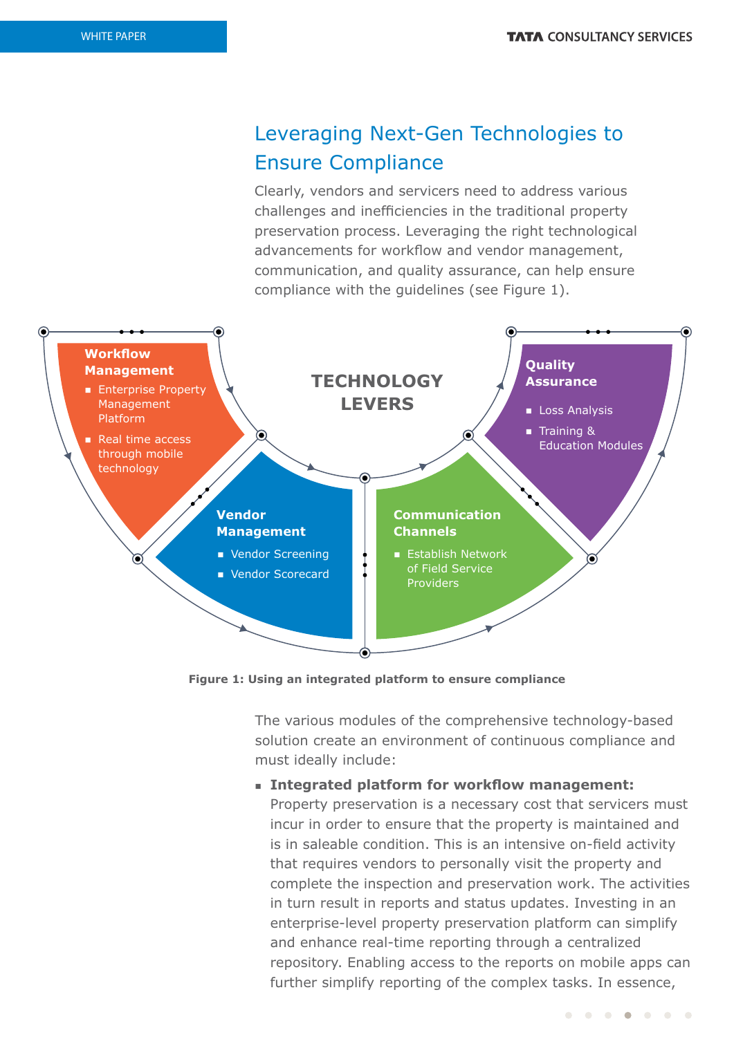## Leveraging Next-Gen Technologies to Ensure Compliance

Clearly, vendors and servicers need to address various challenges and inefficiencies in the traditional property preservation process. Leveraging the right technological advancements for workflow and vendor management, communication, and quality assurance, can help ensure compliance with the guidelines (see Figure 1).

**TECHNOLOGY LEVERS**

**Workflow Management**
- Enterprise Property Management Platform
- Real time access through mobile technology

**Vendor Management**
- Vendor Screening
- Vendor Scorecard

**Communication Channels**
- Establish Network of Field Service Providers

**Quality Assurance**
- Loss Analysis
- Training & Education Modules

**Figure 1: Using an integrated platform to ensure compliance**

The various modules of the comprehensive technology-based solution create an environment of continuous compliance and must ideally include:

- **Integrated platform for workflow management:** Property preservation is a necessary cost that servicers must incur in order to ensure that the property is maintained and is in saleable condition. This is an intensive on-field activity that requires vendors to personally visit the property and complete the inspection and preservation work. The activities in turn result in reports and status updates. Investing in an enterprise-level property preservation platform can simplify and enhance real-time reporting through a centralized repository. Enabling access to the reports on mobile apps can further simplify reporting of the complex tasks. In essence,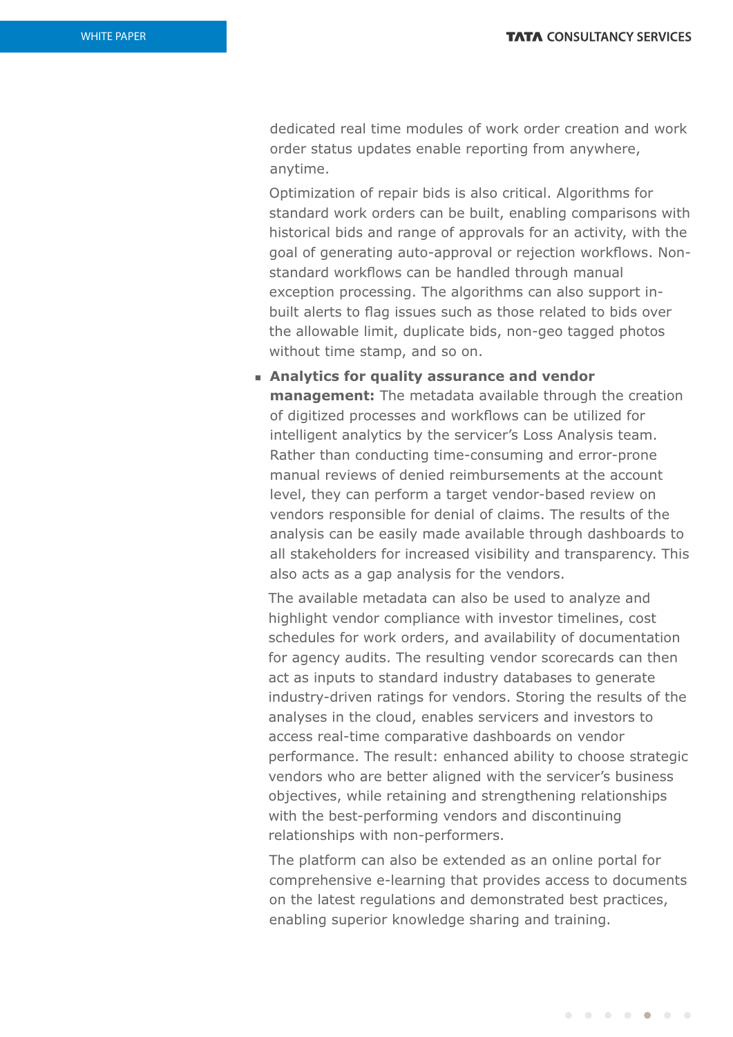dedicated real time modules of work order creation and work order status updates enable reporting from anywhere, anytime.

Optimization of repair bids is also critical. Algorithms for standard work orders can be built, enabling comparisons with historical bids and range of approvals for an activity, with the goal of generating auto-approval or rejection workflows. Non-standard workflows can be handled through manual exception processing. The algorithms can also support in-built alerts to flag issues such as those related to bids over the allowable limit, duplicate bids, non-geo tagged photos without time stamp, and so on.

- **Analytics for quality assurance and vendor management:** The metadata available through the creation of digitized processes and workflows can be utilized for intelligent analytics by the servicer's Loss Analysis team. Rather than conducting time-consuming and error-prone manual reviews of denied reimbursements at the account level, they can perform a target vendor-based review on vendors responsible for denial of claims. The results of the analysis can be easily made available through dashboards to all stakeholders for increased visibility and transparency. This also acts as a gap analysis for the vendors.

  The available metadata can also be used to analyze and highlight vendor compliance with investor timelines, cost schedules for work orders, and availability of documentation for agency audits. The resulting vendor scorecards can then act as inputs to standard industry databases to generate industry-driven ratings for vendors. Storing the results of the analyses in the cloud, enables servicers and investors to access real-time comparative dashboards on vendor performance. The result: enhanced ability to choose strategic vendors who are better aligned with the servicer's business objectives, while retaining and strengthening relationships with the best-performing vendors and discontinuing relationships with non-performers.

  The platform can also be extended as an online portal for comprehensive e-learning that provides access to documents on the latest regulations and demonstrated best practices, enabling superior knowledge sharing and training.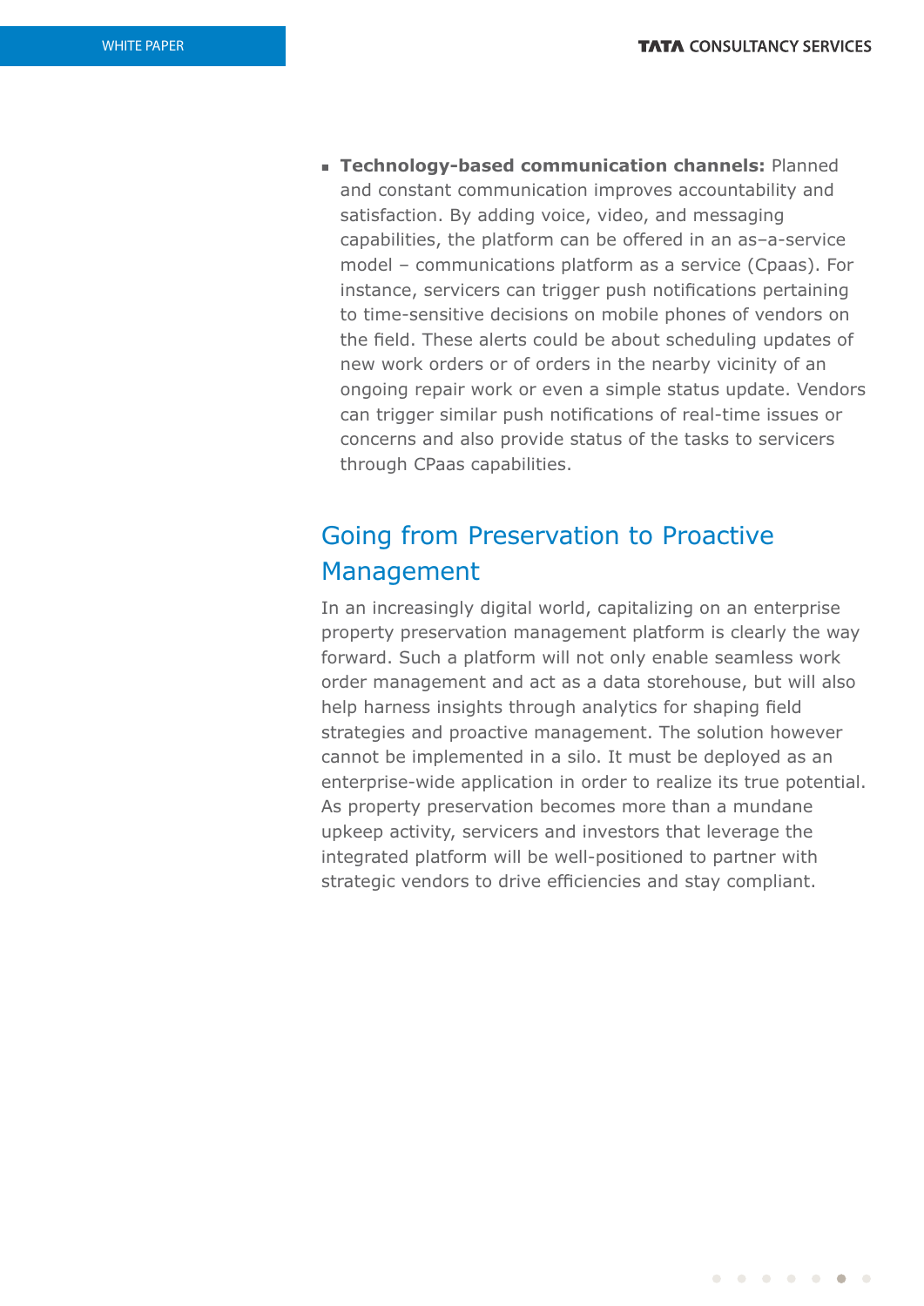- **Technology-based communication channels:** Planned and constant communication improves accountability and satisfaction. By adding voice, video, and messaging capabilities, the platform can be offered in an as–a-service model – communications platform as a service (Cpaas). For instance, servicers can trigger push notifications pertaining to time-sensitive decisions on mobile phones of vendors on the field. These alerts could be about scheduling updates of new work orders or of orders in the nearby vicinity of an ongoing repair work or even a simple status update. Vendors can trigger similar push notifications of real-time issues or concerns and also provide status of the tasks to servicers through CPaas capabilities.

## Going from Preservation to Proactive Management

In an increasingly digital world, capitalizing on an enterprise property preservation management platform is clearly the way forward. Such a platform will not only enable seamless work order management and act as a data storehouse, but will also help harness insights through analytics for shaping field strategies and proactive management. The solution however cannot be implemented in a silo. It must be deployed as an enterprise-wide application in order to realize its true potential. As property preservation becomes more than a mundane upkeep activity, servicers and investors that leverage the integrated platform will be well-positioned to partner with strategic vendors to drive efficiencies and stay compliant.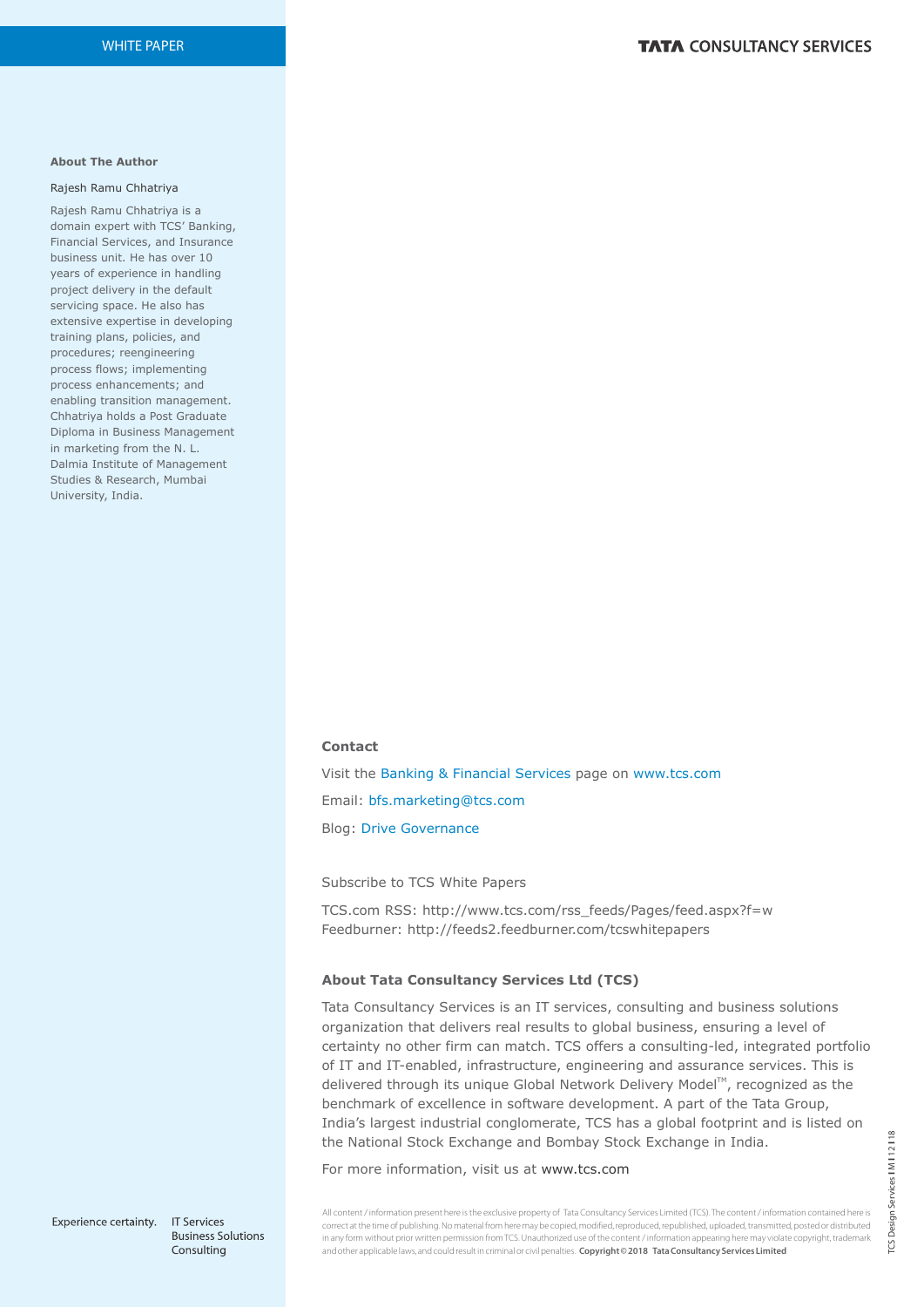### About The Author

Rajesh Ramu Chhatriya

Rajesh Ramu Chhatriya is a domain expert with TCS' Banking, Financial Services, and Insurance business unit. He has over 10 years of experience in handling project delivery in the default servicing space. He also has extensive expertise in developing training plans, policies, and procedures; reengineering process flows; implementing process enhancements; and enabling transition management. Chhatriya holds a Post Graduate Diploma in Business Management in marketing from the N. L. Dalmia Institute of Management Studies & Research, Mumbai University, India.

### Contact

Visit the Banking & Financial Services page on www.tcs.com

Email: bfs.marketing@tcs.com

Blog: Drive Governance

Subscribe to TCS White Papers

TCS.com RSS: http://www.tcs.com/rss_feeds/Pages/feed.aspx?f=w
Feedburner: http://feeds2.feedburner.com/tcswhitepapers

### About Tata Consultancy Services Ltd (TCS)

Tata Consultancy Services is an IT services, consulting and business solutions organization that delivers real results to global business, ensuring a level of certainty no other firm can match. TCS offers a consulting-led, integrated portfolio of IT and IT-enabled, infrastructure, engineering and assurance services. This is delivered through its unique Global Network Delivery Model™, recognized as the benchmark of excellence in software development. A part of the Tata Group, India's largest industrial conglomerate, TCS has a global footprint and is listed on the National Stock Exchange and Bombay Stock Exchange in India.

For more information, visit us at www.tcs.com

Experience certainty. IT Services
Business Solutions
Consulting

All content / information present here is the exclusive property of Tata Consultancy Services Limited (TCS). The content / information contained here is correct at the time of publishing. No material from here may be copied, modified, reproduced, republished, uploaded, transmitted, posted or distributed in any form without prior written permission from TCS. Unauthorized use of the content / information appearing here may violate copyright, trademark and other applicable laws, and could result in criminal or civil penalties. **Copyright © 2018 Tata Consultancy Services Limited**

TCS Design Services I M I 12 I 18